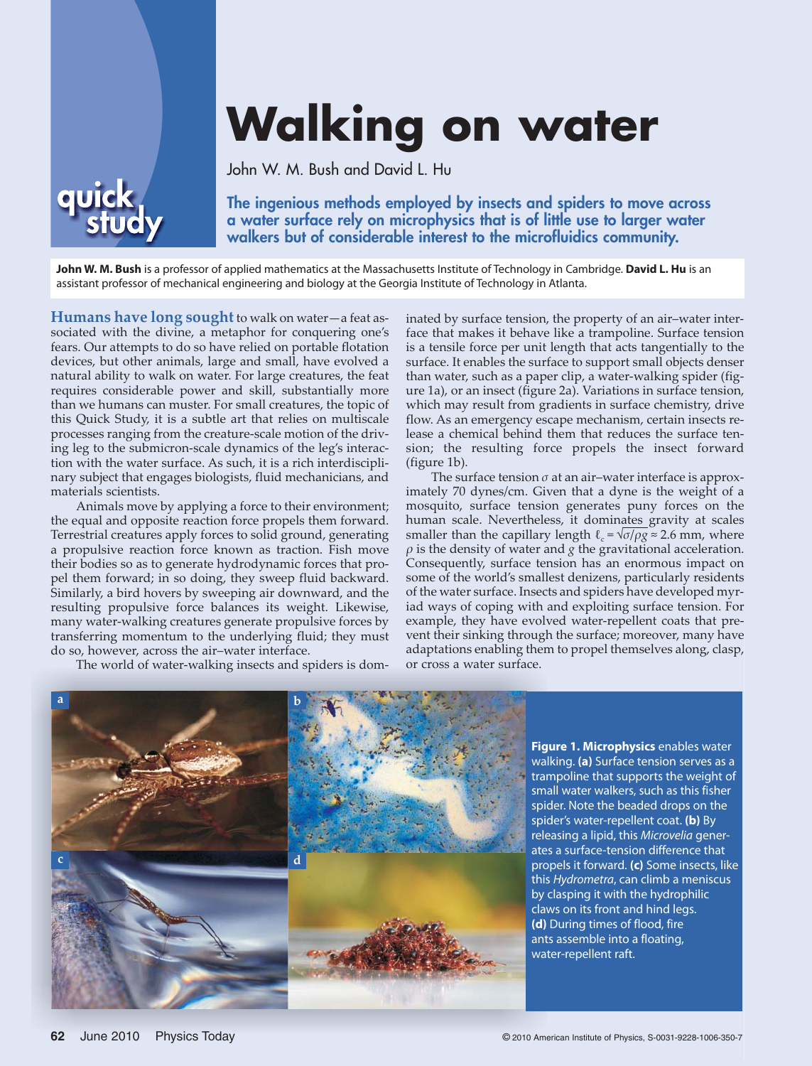quick study

# Walking on water

John W. M. Bush and David L. Hu

**The ingenious methods employed by insects and spiders to move across a water surface rely on microphysics that is of little use to larger water walkers but of considerable interest to the microfluidics community.**

**John W. M. Bush** is a professor of applied mathematics at the Massachusetts Institute of Technology in Cambridge. **David L. Hu** is an assistant professor of mechanical engineering and biology at the Georgia Institute of Technology in Atlanta.

**Humans have long sought** to walk on water—a feat associated with the divine, a metaphor for conquering one's fears. Our attempts to do so have relied on portable flotation devices, but other animals, large and small, have evolved a natural ability to walk on water. For large creatures, the feat requires considerable power and skill, substantially more than we humans can muster. For small creatures, the topic of this Quick Study, it is a subtle art that relies on multiscale processes ranging from the creature-scale motion of the driving leg to the submicron-scale dynamics of the leg's interaction with the water surface. As such, it is a rich interdisciplinary subject that engages biologists, fluid mechanicians, and materials scientists.

Animals move by applying a force to their environment; the equal and opposite reaction force propels them forward. Terrestrial creatures apply forces to solid ground, generating a propulsive reaction force known as traction. Fish move their bodies so as to generate hydrodynamic forces that propel them forward; in so doing, they sweep fluid backward. Similarly, a bird hovers by sweeping air downward, and the resulting propulsive force balances its weight. Likewise, many water-walking creatures generate propulsive forces by transferring momentum to the underlying fluid; they must do so, however, across the air–water interface.

The world of water-walking insects and spiders is dominated by surface tension, the property of an air–water interface that makes it behave like a trampoline. Surface tension is a tensile force per unit length that acts tangentially to the surface. It enables the surface to support small objects denser than water, such as a paper clip, a water-walking spider (figure 1a), or an insect (figure 2a). Variations in surface tension, which may result from gradients in surface chemistry, drive flow. As an emergency escape mechanism, certain insects release a chemical behind them that reduces the surface tension; the resulting force propels the insect forward (figure 1b).

The surface tension $\sigma$ at an air–water interface is approximately 70 dynes/cm. Given that a dyne is the weight of a mosquito, surface tension generates puny forces on the human scale. Nevertheless, it dominates gravity at scales smaller than the capillary length $\ell_c = \sqrt{\sigma/\rho g} \approx 2.6$ mm, where $\rho$ is the density of water and $g$ the gravitational acceleration. Consequently, surface tension has an enormous impact on some of the world's smallest denizens, particularly residents of the water surface. Insects and spiders have developed myriad ways of coping with and exploiting surface tension. For example, they have evolved water-repellent coats that prevent their sinking through the surface; moreover, many have adaptations enabling them to propel themselves along, clasp, or cross a water surface.

**Figure 1. Microphysics** enables water walking. **(a)** Surface tension serves as a trampoline that supports the weight of small water walkers, such as this fisher spider. Note the beaded drops on the spider's water-repellent coat. **(b)** By releasing a lipid, this *Microvelia* generates a surface-tension difference that propels it forward. **(c)** Some insects, like this *Hydrometra*, can climb a meniscus by clasping it with the hydrophilic claws on its front and hind legs. **(d)** During times of flood, fire ants assemble into a floating, water-repellent raft.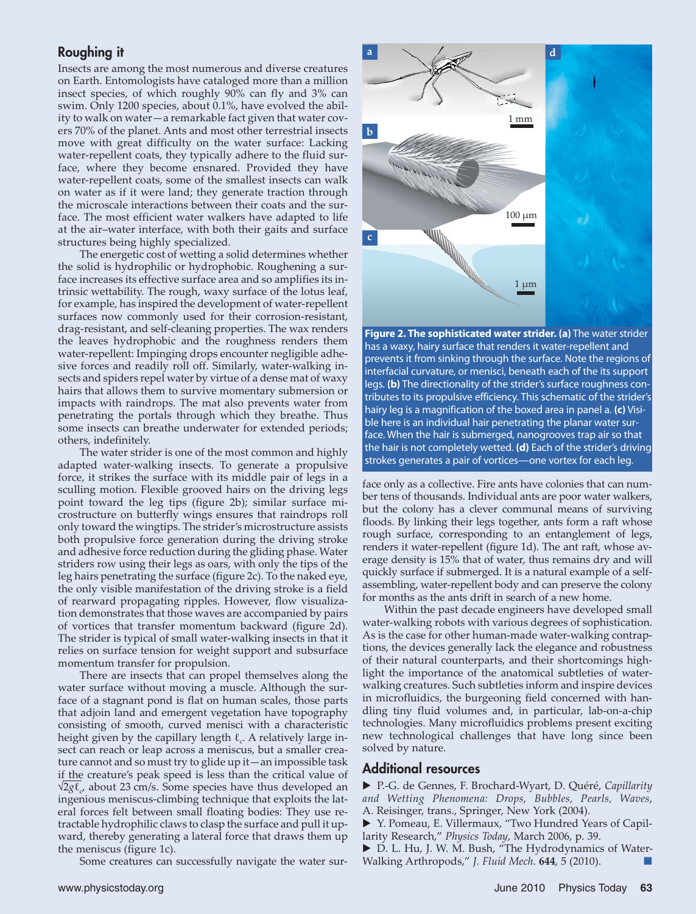## Roughing it

Insects are among the most numerous and diverse creatures on Earth. Entomologists have cataloged more than a million insect species, of which roughly 90% can fly and 3% can swim. Only 1200 species, about 0.1%, have evolved the ability to walk on water—a remarkable fact given that water covers 70% of the planet. Ants and most other terrestrial insects move with great difficulty on the water surface: Lacking water-repellent coats, they typically adhere to the fluid surface, where they become ensnared. Provided they have water-repellent coats, some of the smallest insects can walk on water as if it were land; they generate traction through the microscale interactions between their coats and the surface. The most efficient water walkers have adapted to life at the air–water interface, with both their gaits and surface structures being highly specialized.

The energetic cost of wetting a solid determines whether the solid is hydrophilic or hydrophobic. Roughening a surface increases its effective surface area and so amplifies its intrinsic wettability. The rough, waxy surface of the lotus leaf, for example, has inspired the development of water-repellent surfaces now commonly used for their corrosion-resistant, drag-resistant, and self-cleaning properties. The wax renders the leaves hydrophobic and the roughness renders them water-repellent: Impinging drops encounter negligible adhesive forces and readily roll off. Similarly, water-walking insects and spiders repel water by virtue of a dense mat of waxy hairs that allows them to survive momentary submersion or impacts with raindrops. The mat also prevents water from penetrating the portals through which they breathe. Thus some insects can breathe underwater for extended periods; others, indefinitely.

The water strider is one of the most common and highly adapted water-walking insects. To generate a propulsive force, it strikes the surface with its middle pair of legs in a sculling motion. Flexible grooved hairs on the driving legs point toward the leg tips (figure 2b); similar surface microstructure on butterfly wings ensures that raindrops roll only toward the wingtips. The strider's microstructure assists both propulsive force generation during the driving stroke and adhesive force reduction during the gliding phase. Water striders row using their legs as oars, with only the tips of the leg hairs penetrating the surface (figure 2c). To the naked eye, the only visible manifestation of the driving stroke is a field of rearward propagating ripples. However, flow visualization demonstrates that those waves are accompanied by pairs of vortices that transfer momentum backward (figure 2d). The strider is typical of small water-walking insects in that it relies on surface tension for weight support and subsurface momentum transfer for propulsion.

There are insects that can propel themselves along the water surface without moving a muscle. Although the surface of a stagnant pond is flat on human scales, those parts that adjoin land and emergent vegetation have topography consisting of smooth, curved menisci with a characteristic height given by the capillary length $\ell_c$. A relatively large insect can reach or leap across a meniscus, but a smaller creature cannot and so must try to glide up it—an impossible task if the creature's peak speed is less than the critical value of $\sqrt{2g\ell_c}$, about 23 cm/s. Some species have thus developed an ingenious meniscus-climbing technique that exploits the lateral forces felt between small floating bodies: They use retractable hydrophilic claws to clasp the surface and pull it upward, thereby generating a lateral force that draws them up the meniscus (figure 1c).

Some creatures can successfully navigate the water surface only as a collective. Fire ants have colonies that can number tens of thousands. Individual ants are poor water walkers, but the colony has a clever communal means of surviving floods. By linking their legs together, ants form a raft whose rough surface, corresponding to an entanglement of legs, renders it water-repellent (figure 1d). The ant raft, whose average density is 15% that of water, thus remains dry and will quickly surface if submerged. It is a natural example of a self-assembling, water-repellent body and can preserve the colony for months as the ants drift in search of a new home.

Within the past decade engineers have developed small water-walking robots with various degrees of sophistication. As is the case for other human-made water-walking contraptions, the devices generally lack the elegance and robustness of their natural counterparts, and their shortcomings highlight the importance of the anatomical subtleties of water-walking creatures. Such subtleties inform and inspire devices in microfluidics, the burgeoning field concerned with handling tiny fluid volumes and, in particular, lab-on-a-chip technologies. Many microfluidics problems present exciting new technological challenges that have long since been solved by nature.

a
1 mm
b
100 μm
c
1 μm
d

**Figure 2. The sophisticated water strider. (a)** The water strider has a waxy, hairy surface that renders it water-repellent and prevents it from sinking through the surface. Note the regions of interfacial curvature, or menisci, beneath each of the its support legs. **(b)** The directionality of the strider's surface roughness contributes to its propulsive efficiency. This schematic of the strider's hairy leg is a magnification of the boxed area in panel a. **(c)** Visible here is an individual hair penetrating the planar water surface. When the hair is submerged, nanogrooves trap air so that the hair is not completely wetted. **(d)** Each of the strider's driving strokes generates a pair of vortices—one vortex for each leg.

## Additional resources

- P.-G. de Gennes, F. Brochard-Wyart, D. Quéré, *Capillarity and Wetting Phenomena: Drops, Bubbles, Pearls, Waves*, A. Reisinger, trans., Springer, New York (2004).
- Y. Pomeau, E. Villermaux, "Two Hundred Years of Capillarity Research," *Physics Today*, March 2006, p. 39.
- D. L. Hu, J. W. M. Bush, "The Hydrodynamics of Water-Walking Arthropods," *J. Fluid Mech.* **644**, 5 (2010).